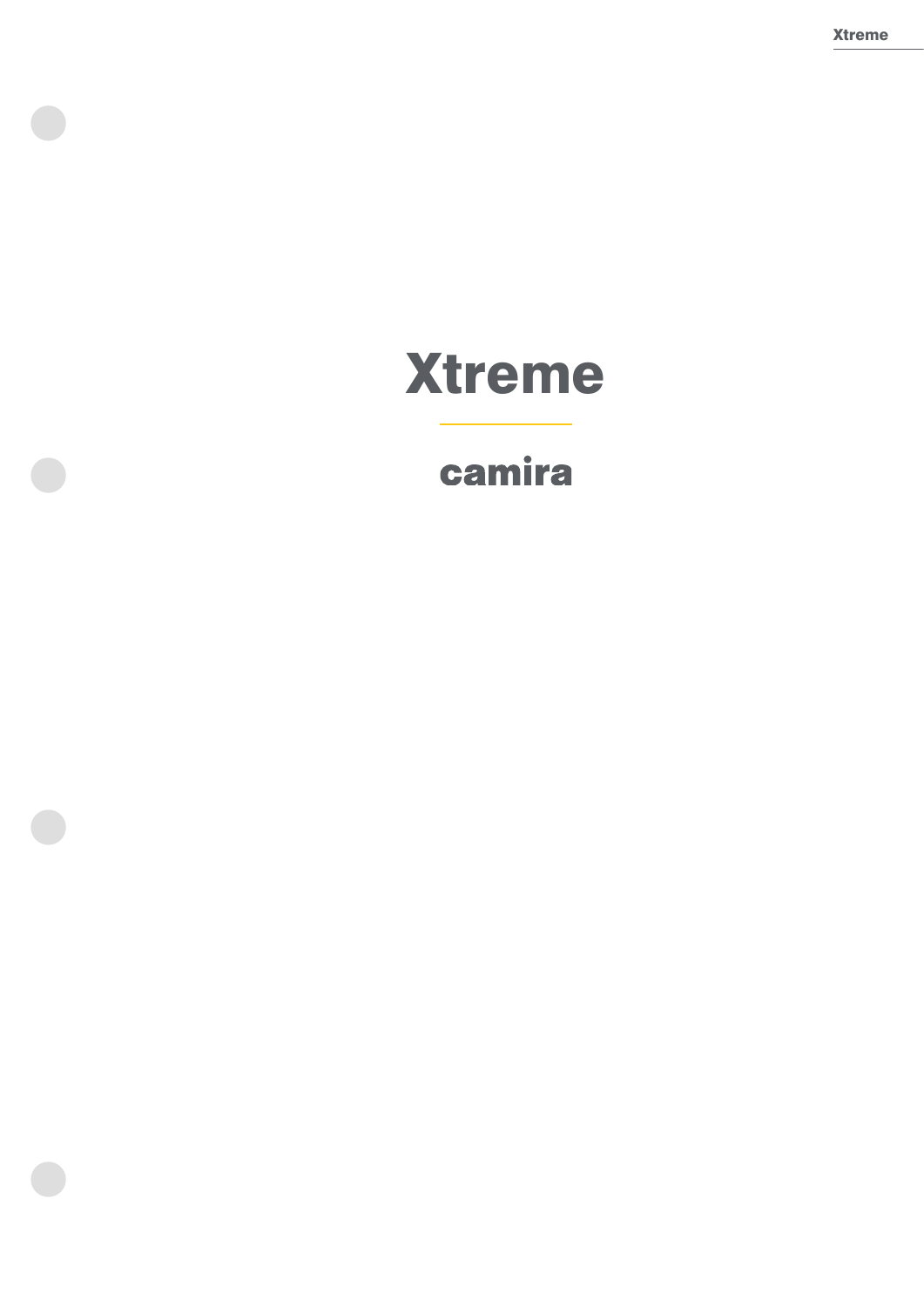# Xtreme

## camira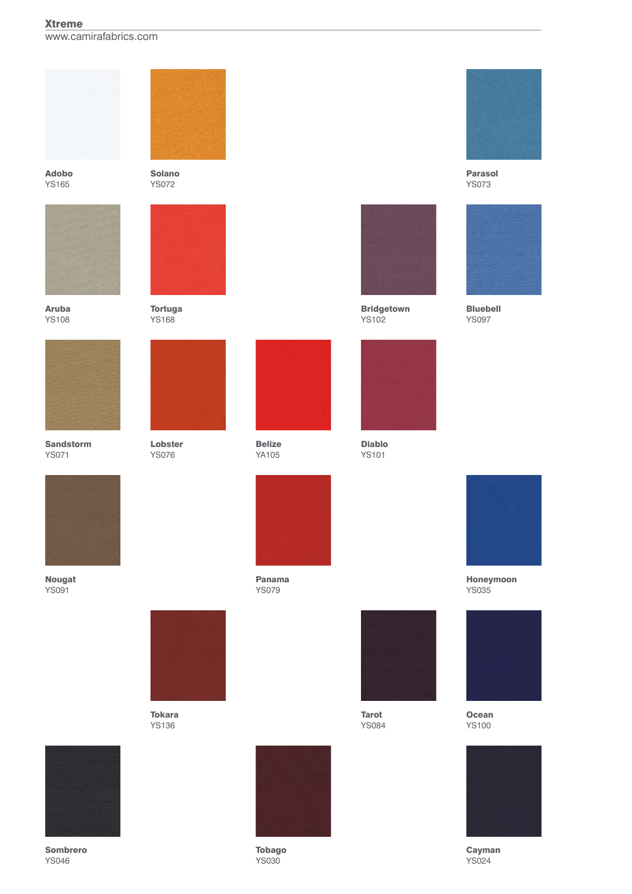**Xtreme**
www.camirafabrics.com

**Adobo**
YS165

**Solano**
YS072

**Parasol**
YS073

**Aruba**
YS108

**Tortuga**
YS168

**Bridgetown**
YS102

**Bluebell**
YS097

**Sandstorm**
YS071

**Lobster**
YS076

**Belize**
YA105

**Diablo**
YS101

**Nougat**
YS091

**Panama**
YS079

**Honeymoon**
YS035

**Tokara**
YS136

**Tarot**
YS084

**Ocean**
YS100

**Sombrero**
YS046

**Tobago**
YS030

**Cayman**
YS024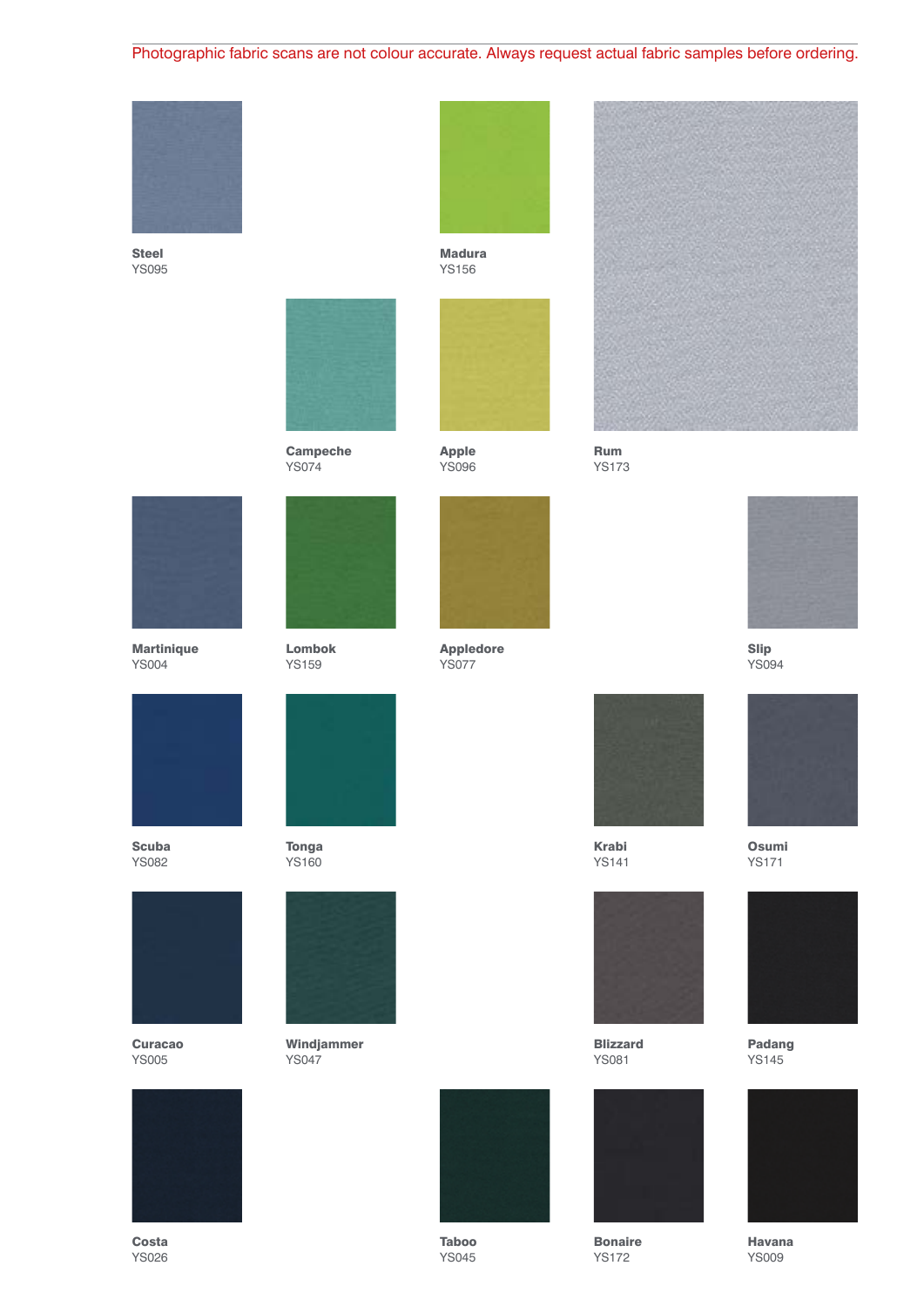Photographic fabric scans are not colour accurate. Always request actual fabric samples before ordering.

**Steel**
YS095

**Madura**
YS156

**Campeche**
YS074

**Apple**
YS096

**Rum**
YS173

**Martinique**
YS004

**Lombok**
YS159

**Appledore**
YS077

**Slip**
YS094

**Scuba**
YS082

**Tonga**
YS160

**Krabi**
YS141

**Osumi**
YS171

**Curacao**
YS005

**Windjammer**
YS047

**Blizzard**
YS081

**Padang**
YS145

**Costa**
YS026

**Taboo**
YS045

**Bonaire**
YS172

**Havana**
YS009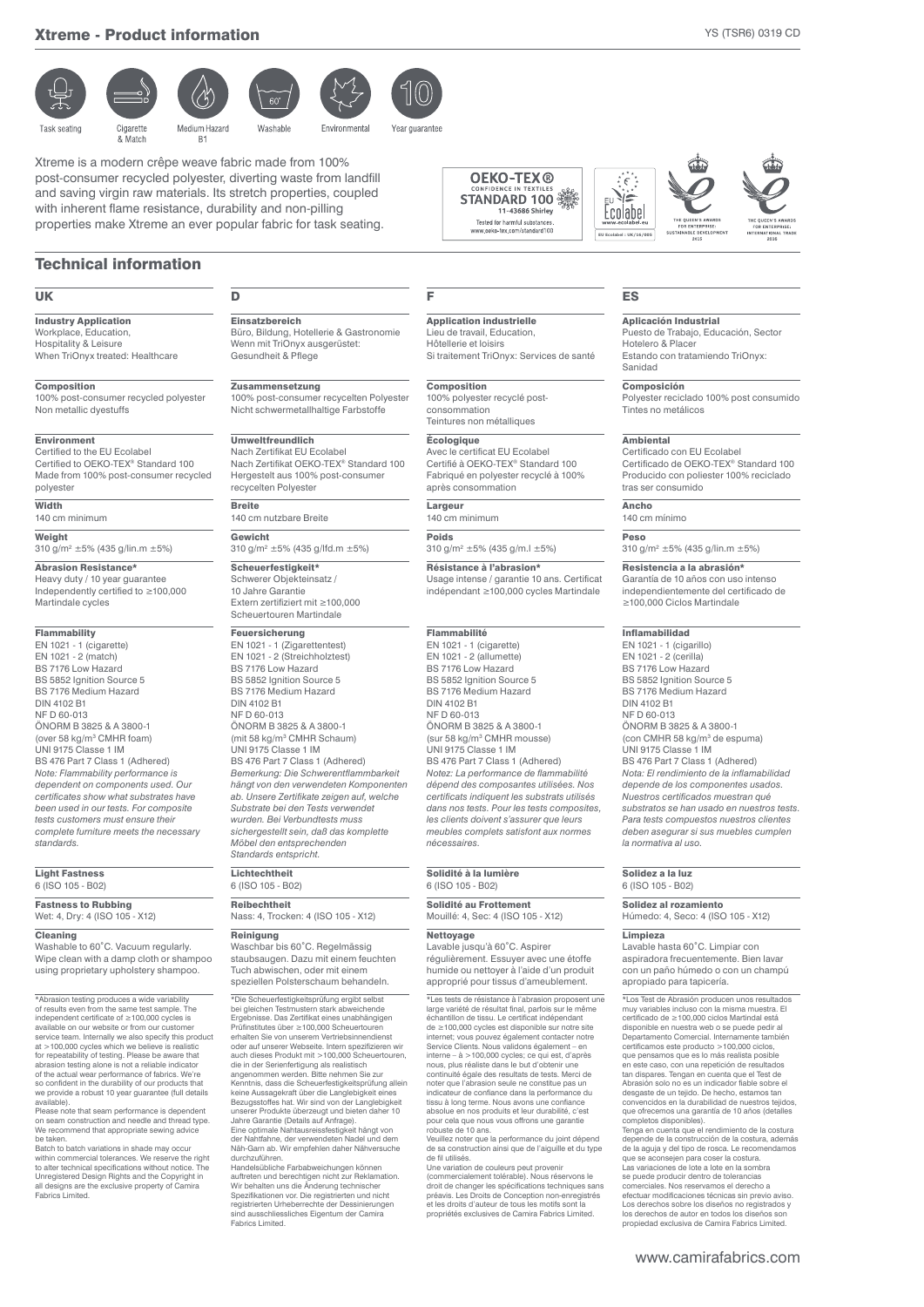# Xtreme - Product information

YS (TSR6) 0319 CD

Task seating · Cigarette & Match · Medium Hazard B1 · Washable · Environmental · Year guarantee

Xtreme is a modern crêpe weave fabric made from 100% post-consumer recycled polyester, diverting waste from landfill and saving virgin raw materials. Its stretch properties, coupled with inherent flame resistance, durability and non-pilling properties make Xtreme an ever popular fabric for task seating.

OEKO-TEX® CONFIDENCE IN TEXTILES STANDARD 100 11-43686 Shirley Tested for harmful substances. www.oeko-tex.com/standard100

EU Ecolabel www.ecolabel.eu EU Ecolabel : UK/16/005

THE QUEEN'S AWARDS FOR ENTERPRISE: SUSTAINABLE DEVELOPMENT 2015

THE QUEEN'S AWARDS FOR ENTERPRISE: INTERNATIONAL TRADE 2016

## Technical information

### UK

**Industry Application**
Workplace, Education, Hospitality & Leisure
When TriOnyx treated: Healthcare

**Composition**
100% post-consumer recycled polyester
Non metallic dyestuffs

**Environment**
Certified to the EU Ecolabel
Certified to OEKO-TEX® Standard 100
Made from 100% post-consumer recycled polyester

**Width**
140 cm minimum

**Weight**
310 g/m² ±5% (435 g/lin.m ±5%)

**Abrasion Resistance***
Heavy duty / 10 year guarantee
Independently certified to ≥100,000 Martindale cycles

**Flammability**
EN 1021 - 1 (cigarette)
EN 1021 - 2 (match)
BS 7176 Low Hazard
BS 5852 Ignition Source 5
BS 7176 Medium Hazard
DIN 4102 B1
NF D 60-013
ÖNORM B 3825 & A 3800-1
(over 58 kg/m³ CMHR foam)
UNI 9175 Classe 1 IM
BS 476 Part 7 Class 1 (Adhered)
*Note: Flammability performance is dependent on components used. Our certificates show what substrates have been used in our tests. For composite tests customers must ensure their complete furniture meets the necessary standards.*

**Light Fastness**
6 (ISO 105 - B02)

**Fastness to Rubbing**
Wet: 4, Dry: 4 (ISO 105 - X12)

**Cleaning**
Washable to 60˚C. Vacuum regularly. Wipe clean with a damp cloth or shampoo using proprietary upholstery shampoo.

*Abrasion testing produces a wide variability of results even from the same test sample. The independent certificate of ≥100,000 cycles is available on our website or from our customer service team. Internally we also specify this product at >100,000 cycles which we believe is realistic for repeatability of testing. Please be aware that abrasion testing alone is not a reliable indicator of the actual wear performance of fabrics. We're so confident in the durability of our products that we provide a robust 10 year guarantee (full details available).
Please note that seam performance is dependent on seam construction and needle and thread type. We recommend that appropriate sewing advice be taken.
Batch to batch variations in shade may occur within commercial tolerances. We reserve the right to alter technical specifications without notice. The Unregistered Design Rights and the Copyright in all designs are the exclusive property of Camira Fabrics Limited.

### D

**Einsatzbereich**
Büro, Bildung, Hotellerie & Gastronomie
Wenn mit TriOnyx ausgerüstet: Gesundheit & Pflege

**Zusammensetzung**
100% post-consumer recycelten Polyester
Nicht schwermetallhaltige Farbstoffe

**Umweltfreundlich**
Nach Zertifikat EU Ecolabel
Nach Zertifikat OEKO-TEX® Standard 100
Hergestelt aus 100% post-consumer recycelten Polyester

**Breite**
140 cm nutzbare Breite

**Gewicht**
310 g/m² ±5% (435 g/lfd.m ±5%)

**Scheuerfestigkeit***
Schwerer Objekteinsatz / 10 Jahre Garantie
Extern zertifiziert mit ≥100,000 Scheuertouren Martindale

**Feuersicherung**
EN 1021 - 1 (Zigarettentest)
EN 1021 - 2 (Streichholztest)
BS 7176 Low Hazard
BS 5852 Ignition Source 5
BS 7176 Medium Hazard
DIN 4102 B1
NF D 60-013
ÖNORM B 3825 & A 3800-1
(mit 58 kg/m³ CMHR Schaum)
UNI 9175 Classe 1 IM
BS 476 Part 7 Class 1 (Adhered)
*Bemerkung: Die Schwerentflammbarkeit hängt von den verwendeten Komponenten ab. Unsere Zertifikate zeigen auf, welche Substrate bei den Tests verwendet wurden. Bei Verbundtests muss sichergestellt sein, daß das komplette Möbel den entsprechenden Standards entspricht.*

**Lichtechtheit**
6 (ISO 105 - B02)

**Reibechtheit**
Nass: 4, Trocken: 4 (ISO 105 - X12)

**Reinigung**
Waschbar bis 60˚C. Regelmässig staubsaugen. Dazu mit einem feuchten Tuch abwischen, oder mit einem speziellen Polsterschaum behandeln.

*Die Scheuerfestigkeitsprüfung ergibt selbst bei gleichen Testmustern stark abweichende Ergebnisse. Das Zertifikat eines unabhängigen Prüfinstitutes über ≥100,000 Scheuertouren erhalten Sie von unserem Vertriebsinnendienst oder auf unserer Webseite. Intern spezifizieren wir auch dieses Produkt mit >100,000 Scheuertouren, die in der Serienfertigung als realistisch angenommen werden. Bitte nehmen Sie zur Kenntnis, dass die Scheuerfestigkeitsprüfung allein keine Aussagekraft über die Langlebigkeit eines Bezugsstoffes hat. Wir sind von der Langlebigkeit unserer Produkte überzeugt und bieten daher 10 Jahre Garantie (Details auf Anfrage).
Eine optimale Nahtausreissfestigkeit hängt von der Nahtfahne, der verwendeten Nadel und dem Näh-Garn ab. Wir empfehlen daher Nähversuche durchzuführen.
Handelsübliche Farbabweichungen können auftreten und berechtigen nicht zur Reklamation. Wir behalten uns die Änderung technischer Spezifikationen vor. Die registrierten und nicht registrierten Urheberrechte der Dessinierungen sind ausschliesslich Eigentum der Camira Fabrics Limited.

### F

**Application industrielle**
Lieu de travail, Education, Hôtellerie et loisirs
Si traitement TriOnyx: Services de santé

**Composition**
100% polyester recyclé post-consommation
Teintures non métalliques

**Écologique**
Avec le certificat EU Ecolabel
Certifié à OEKO-TEX® Standard 100
Fabriqué en polyester recyclé à 100% après consommation

**Largeur**
140 cm minimum

**Poids**
310 g/m² ±5% (435 g/m.l ±5%)

**Résistance à l'abrasion***
Usage intense / garantie 10 ans. Certificat indépendant ≥100,000 cycles Martindale

**Flammabilité**
EN 1021 - 1 (cigarette)
EN 1021 - 2 (allumette)
BS 7176 Low Hazard
BS 5852 Ignition Source 5
BS 7176 Medium Hazard
DIN 4102 B1
NF D 60-013
ÖNORM B 3825 & A 3800-1
(sur 58 kg/m³ CMHR mousse)
UNI 9175 Classe 1 IM
BS 476 Part 7 Class 1 (Adhered)
*Notez: La performance de flammabilité dépend des composantes utilisées. Nos certificats indiquent les substrats utilisés dans nos tests. Pour les tests composites, les clients doivent s'assurer que leurs meubles complets satisfont aux normes nécessaires.*

**Solidité à la lumière**
6 (ISO 105 - B02)

**Solidité au Frottement**
Mouillé: 4, Sec: 4 (ISO 105 - X12)

**Nettoyage**
Lavable jusqu'à 60˚C. Aspirer régulièrement. Essuyer avec une étoffe humide ou nettoyer à l'aide d'un produit approprié pour tissus d'ameublement.

*Les tests de résistance à l'abrasion proposent une large variété de résultat final, parfois sur le même échantillon de tissu. Le certificat indépendant de ≥100,000 cycles est disponible sur notre site internet; vous pouvez également contacter notre Service Clients. Nous validons également – en interne – à >100,000 cycles; ce qui est, d'après nous, plus réaliste dans le but d'obtenir une continuité égale des resultats de tests. Merci de noter que l'abrasion seule ne constitue pas un indicateur de confiance dans la performance du tissu à long terme. Nous avons une confiance absolue en nos produits et leur durabilité, c'est pour cela que nous vous offrons une garantie robuste de 10 ans.
Veuillez noter que la performance du joint dépend de sa construction ainsi que de l'aiguille et du type de fil utilisés.
Une variation de couleurs peut provenir (commercialement tolérable). Nous réservons le droit de changer les spécifications techniques sans préavis. Les Droits de Conception non-enregistrés et les droits d'auteur de tous les motifs sont la propriétés exclusives de Camira Fabrics Limited.

### ES

**Aplicación Industrial**
Puesto de Trabajo, Educación, Sector Hotelero & Placer
Estando con tratamiendo TriOnyx: Sanidad

**Composición**
Polyester reciclado 100% post consumido
Tintes no metálicos

**Ambiental**
Certificado con EU Ecolabel
Certificado de OEKO-TEX® Standard 100
Producido con poliester 100% reciclado tras ser consumido

**Ancho**
140 cm mínimo

**Peso**
310 g/m² ±5% (435 g/lin.m ±5%)

**Resistencia a la abrasión***
Garantía de 10 años con uso intenso independientemente del certificado de ≥100,000 Ciclos Martindale

**Inflamabilidad**
EN 1021 - 1 (cigarillo)
EN 1021 - 2 (cerilla)
BS 7176 Low Hazard
BS 5852 Ignition Source 5
BS 7176 Medium Hazard
DIN 4102 B1
NF D 60-013
ÖNORM B 3825 & A 3800-1
(con CMHR 58 kg/m³ de espuma)
UNI 9175 Classe 1 IM
BS 476 Part 7 Class 1 (Adhered)
*Nota: El rendimiento de la inflamabilidad depende de los componentes usados. Nuestros certificados muestran qué substratos se han usado en nuestros tests. Para tests compuestos nuestros clientes deben asegurar si sus muebles cumplen la normativa al uso.*

**Solidez a la luz**
6 (ISO 105 - B02)

**Solidez al rozamiento**
Húmedo: 4, Seco: 4 (ISO 105 - X12)

**Limpieza**
Lavable hasta 60˚C. Limpiar con aspiradora frecuentemente. Bien lavar con un paño húmedo o con un champú apropiado para tapicería.

*Los Test de Abrasión producen unos resultados muy variables incluso con la misma muestra. El certificado de ≥100,000 ciclos Martindal está disponible en nuestra web o se puede pedir al Departamento Comercial. Internamente también certificamos este producto >100,000 ciclos, que pensamos que es lo más realista posible en este caso, con una repetición de resultados tan dispares. Tengan en cuenta que el Test de Abrasión solo no es un indicador fiable sobre el desgaste de un tejido. De hecho, estamos tan convencidos en la durabilidad de nuestros tejidos, que ofrecemos una garantía de 10 años (detalles completos disponibles).
Tenga en cuenta que el rendimiento de la costura depende de la construcción de la costura, además de la aguja y del tipo de rosca. Le recomendamos que se aconsejen para coser la costura.
Las variaciones de lote a lote en la sombra se puede producir dentro de tolerancias comerciales. Nos reservamos el derecho a efectuar modificaciones técnicas sin previo aviso. Los derechos sobre los diseños no registrados y los derechos de autor en todos los diseños son propiedad exclusiva de Camira Fabrics Limited.

www.camirafabrics.com